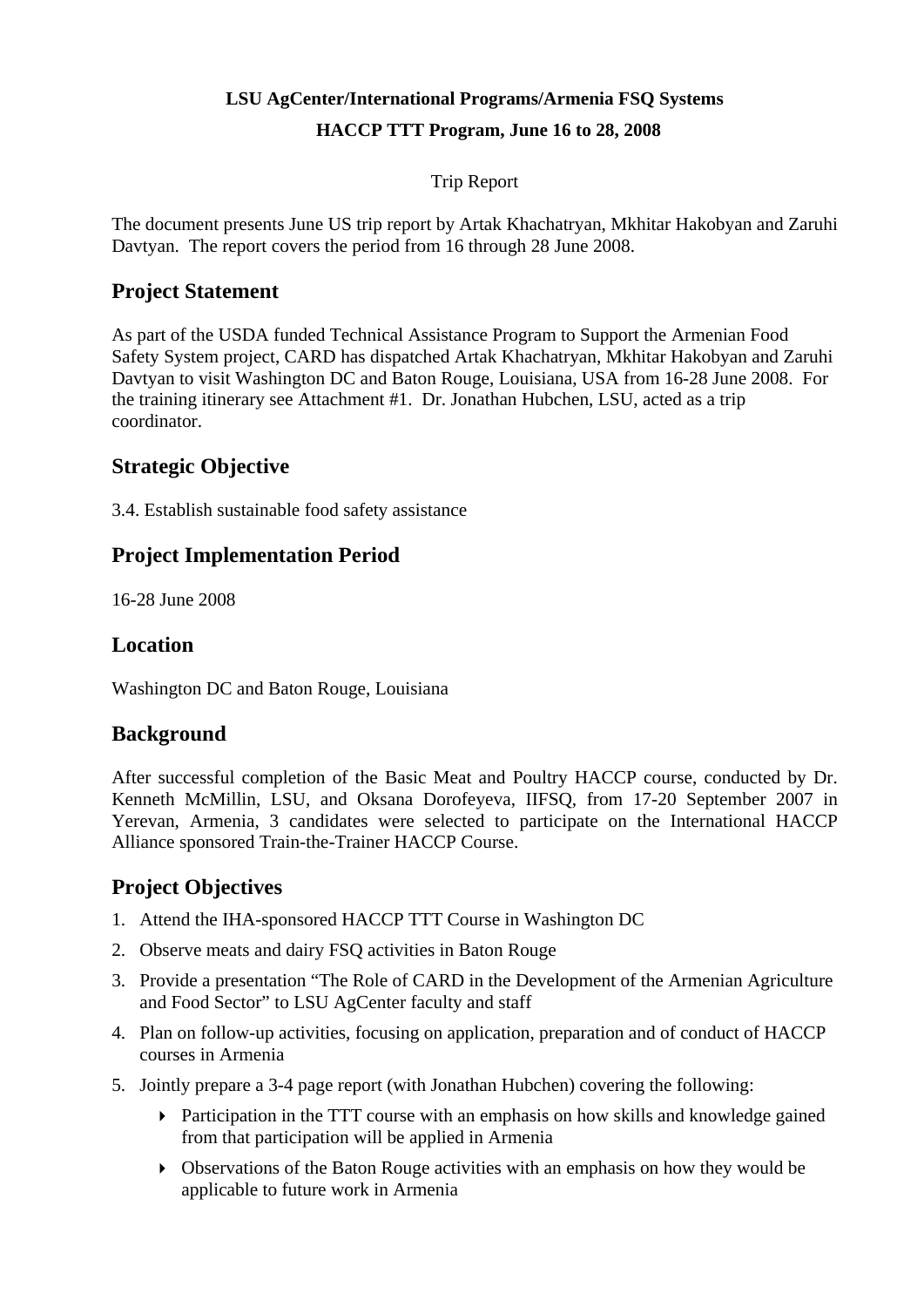**LSU AgCenter/International Programs/Armenia FSQ Systems**

**HACCP TTT Program, June 16 to 28, 2008**

Trip Report

The document presents June US trip report by Artak Khachatryan, Mkhitar Hakobyan and Zaruhi Davtyan. The report covers the period from 16 through 28 June 2008.

## Project Statement

As part of the USDA funded Technical Assistance Program to Support the Armenian Food Safety System project, CARD has dispatched Artak Khachatryan, Mkhitar Hakobyan and Zaruhi Davtyan to visit Washington DC and Baton Rouge, Louisiana, USA from 16-28 June 2008. For the training itinerary see Attachment #1. Dr. Jonathan Hubchen, LSU, acted as a trip coordinator.

## Strategic Objective

3.4. Establish sustainable food safety assistance

## Project Implementation Period

16-28 June 2008

## Location

Washington DC and Baton Rouge, Louisiana

## Background

After successful completion of the Basic Meat and Poultry HACCP course, conducted by Dr. Kenneth McMillin, LSU, and Oksana Dorofeyeva, IIFSQ, from 17-20 September 2007 in Yerevan, Armenia, 3 candidates were selected to participate on the International HACCP Alliance sponsored Train-the-Trainer HACCP Course.

## Project Objectives

1. Attend the IHA-sponsored HACCP TTT Course in Washington DC
2. Observe meats and dairy FSQ activities in Baton Rouge
3. Provide a presentation "The Role of CARD in the Development of the Armenian Agriculture and Food Sector" to LSU AgCenter faculty and staff
4. Plan on follow-up activities, focusing on application, preparation and of conduct of HACCP courses in Armenia
5. Jointly prepare a 3-4 page report (with Jonathan Hubchen) covering the following:
   - Participation in the TTT course with an emphasis on how skills and knowledge gained from that participation will be applied in Armenia
   - Observations of the Baton Rouge activities with an emphasis on how they would be applicable to future work in Armenia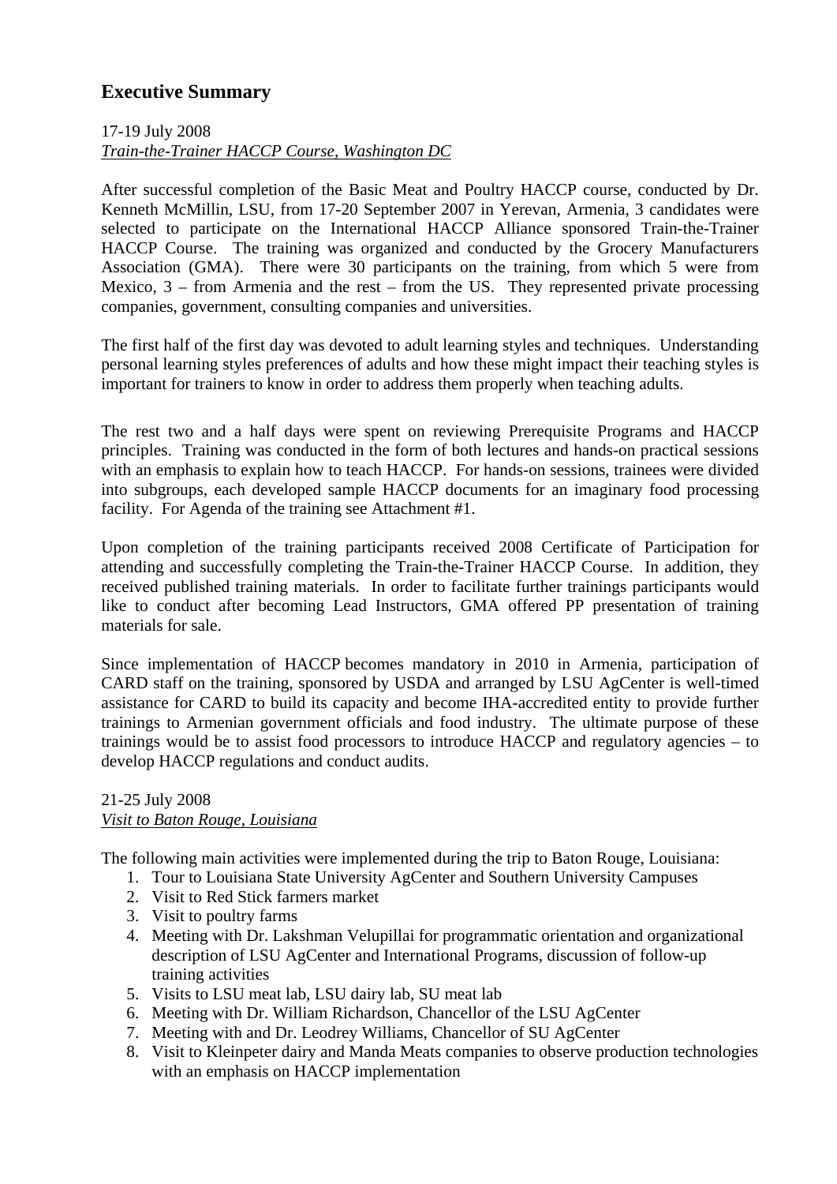## Executive Summary

17-19 July 2008
<u>*Train-the-Trainer HACCP Course, Washington DC*</u>

After successful completion of the Basic Meat and Poultry HACCP course, conducted by Dr. Kenneth McMillin, LSU, from 17-20 September 2007 in Yerevan, Armenia, 3 candidates were selected to participate on the International HACCP Alliance sponsored Train-the-Trainer HACCP Course. The training was organized and conducted by the Grocery Manufacturers Association (GMA). There were 30 participants on the training, from which 5 were from Mexico, 3 – from Armenia and the rest – from the US. They represented private processing companies, government, consulting companies and universities.

The first half of the first day was devoted to adult learning styles and techniques. Understanding personal learning styles preferences of adults and how these might impact their teaching styles is important for trainers to know in order to address them properly when teaching adults.

The rest two and a half days were spent on reviewing Prerequisite Programs and HACCP principles. Training was conducted in the form of both lectures and hands-on practical sessions with an emphasis to explain how to teach HACCP. For hands-on sessions, trainees were divided into subgroups, each developed sample HACCP documents for an imaginary food processing facility. For Agenda of the training see Attachment #1.

Upon completion of the training participants received 2008 Certificate of Participation for attending and successfully completing the Train-the-Trainer HACCP Course. In addition, they received published training materials. In order to facilitate further trainings participants would like to conduct after becoming Lead Instructors, GMA offered PP presentation of training materials for sale.

Since implementation of HACCP becomes mandatory in 2010 in Armenia, participation of CARD staff on the training, sponsored by USDA and arranged by LSU AgCenter is well-timed assistance for CARD to build its capacity and become IHA-accredited entity to provide further trainings to Armenian government officials and food industry. The ultimate purpose of these trainings would be to assist food processors to introduce HACCP and regulatory agencies – to develop HACCP regulations and conduct audits.

21-25 July 2008
<u>*Visit to Baton Rouge, Louisiana*</u>

The following main activities were implemented during the trip to Baton Rouge, Louisiana:

1. Tour to Louisiana State University AgCenter and Southern University Campuses
2. Visit to Red Stick farmers market
3. Visit to poultry farms
4. Meeting with Dr. Lakshman Velupillai for programmatic orientation and organizational description of LSU AgCenter and International Programs, discussion of follow-up training activities
5. Visits to LSU meat lab, LSU dairy lab, SU meat lab
6. Meeting with Dr. William Richardson, Chancellor of the LSU AgCenter
7. Meeting with and Dr. Leodrey Williams, Chancellor of SU AgCenter
8. Visit to Kleinpeter dairy and Manda Meats companies to observe production technologies with an emphasis on HACCP implementation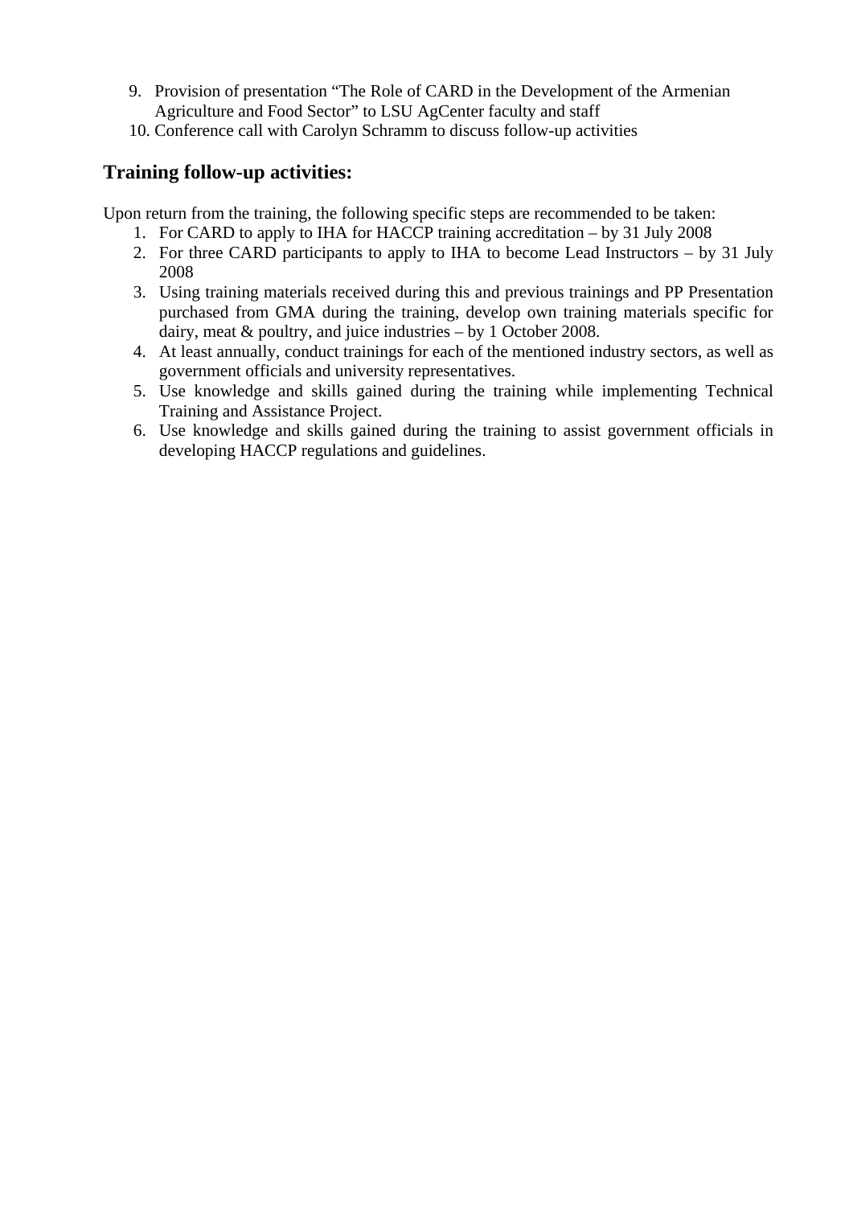9. Provision of presentation “The Role of CARD in the Development of the Armenian Agriculture and Food Sector” to LSU AgCenter faculty and staff
10. Conference call with Carolyn Schramm to discuss follow-up activities

## Training follow-up activities:

Upon return from the training, the following specific steps are recommended to be taken:

1. For CARD to apply to IHA for HACCP training accreditation – by 31 July 2008
2. For three CARD participants to apply to IHA to become Lead Instructors – by 31 July 2008
3. Using training materials received during this and previous trainings and PP Presentation purchased from GMA during the training, develop own training materials specific for dairy, meat & poultry, and juice industries – by 1 October 2008.
4. At least annually, conduct trainings for each of the mentioned industry sectors, as well as government officials and university representatives.
5. Use knowledge and skills gained during the training while implementing Technical Training and Assistance Project.
6. Use knowledge and skills gained during the training to assist government officials in developing HACCP regulations and guidelines.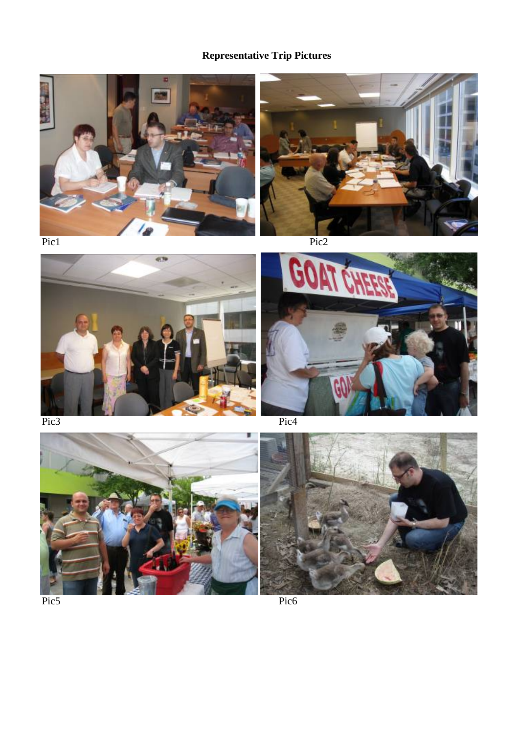**Representative Trip Pictures**

Pic1

Pic2

Pic3

Pic4

Pic5

Pic6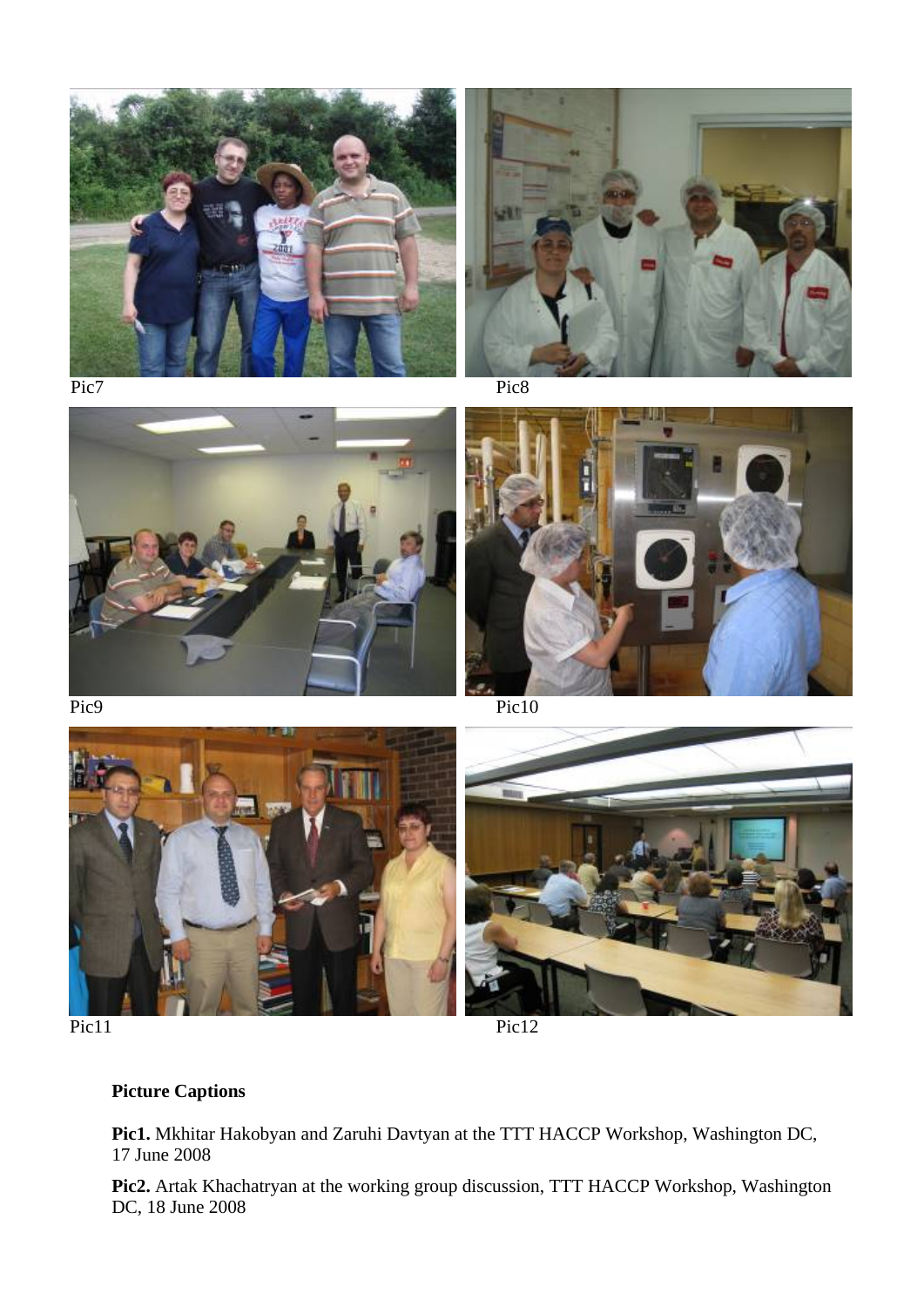Pic7

Pic8

Pic9

Pic10

Pic11

Pic12

**Picture Captions**

**Pic1.** Mkhitar Hakobyan and Zaruhi Davtyan at the TTT HACCP Workshop, Washington DC, 17 June 2008

**Pic2.** Artak Khachatryan at the working group discussion, TTT HACCP Workshop, Washington DC, 18 June 2008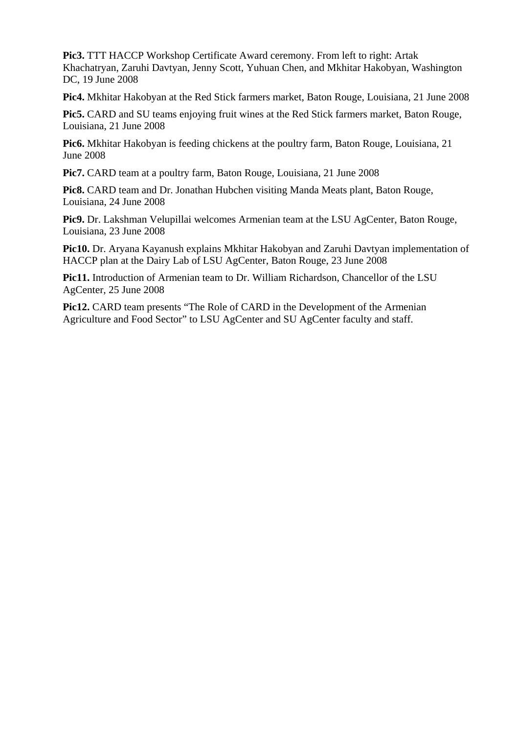**Pic3.** TTT HACCP Workshop Certificate Award ceremony. From left to right: Artak Khachatryan, Zaruhi Davtyan, Jenny Scott, Yuhuan Chen, and Mkhitar Hakobyan, Washington DC, 19 June 2008

**Pic4.** Mkhitar Hakobyan at the Red Stick farmers market, Baton Rouge, Louisiana, 21 June 2008

**Pic5.** CARD and SU teams enjoying fruit wines at the Red Stick farmers market, Baton Rouge, Louisiana, 21 June 2008

**Pic6.** Mkhitar Hakobyan is feeding chickens at the poultry farm, Baton Rouge, Louisiana, 21 June 2008

**Pic7.** CARD team at a poultry farm, Baton Rouge, Louisiana, 21 June 2008

**Pic8.** CARD team and Dr. Jonathan Hubchen visiting Manda Meats plant, Baton Rouge, Louisiana, 24 June 2008

**Pic9.** Dr. Lakshman Velupillai welcomes Armenian team at the LSU AgCenter, Baton Rouge, Louisiana, 23 June 2008

**Pic10.** Dr. Aryana Kayanush explains Mkhitar Hakobyan and Zaruhi Davtyan implementation of HACCP plan at the Dairy Lab of LSU AgCenter, Baton Rouge, 23 June 2008

**Pic11.** Introduction of Armenian team to Dr. William Richardson, Chancellor of the LSU AgCenter, 25 June 2008

**Pic12.** CARD team presents "The Role of CARD in the Development of the Armenian Agriculture and Food Sector" to LSU AgCenter and SU AgCenter faculty and staff.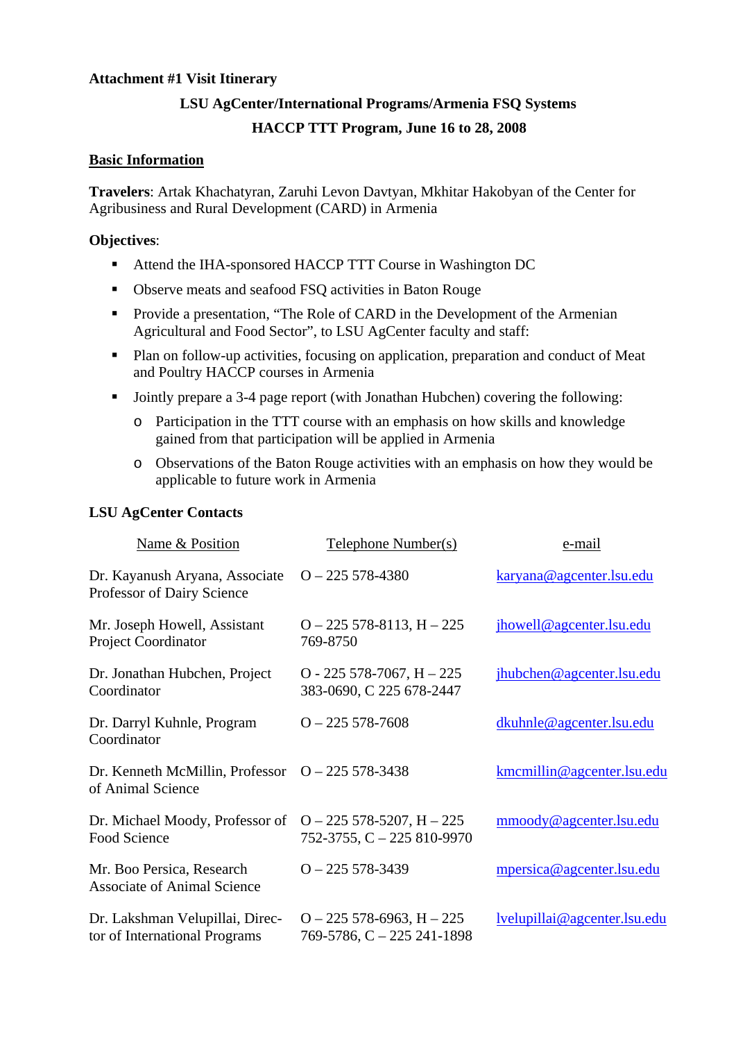**Attachment #1 Visit Itinerary**

**LSU AgCenter/International Programs/Armenia FSQ Systems**

**HACCP TTT Program, June 16 to 28, 2008**

## Basic Information

**Travelers**: Artak Khachatyran, Zaruhi Levon Davtyan, Mkhitar Hakobyan of the Center for Agribusiness and Rural Development (CARD) in Armenia

**Objectives**:

- Attend the IHA-sponsored HACCP TTT Course in Washington DC
- Observe meats and seafood FSQ activities in Baton Rouge
- Provide a presentation, "The Role of CARD in the Development of the Armenian Agricultural and Food Sector", to LSU AgCenter faculty and staff:
- Plan on follow-up activities, focusing on application, preparation and conduct of Meat and Poultry HACCP courses in Armenia
- Jointly prepare a 3-4 page report (with Jonathan Hubchen) covering the following:
  - Participation in the TTT course with an emphasis on how skills and knowledge gained from that participation will be applied in Armenia
  - Observations of the Baton Rouge activities with an emphasis on how they would be applicable to future work in Armenia

**LSU AgCenter Contacts**

| Name & Position | Telephone Number(s) | e-mail |
|---|---|---|
| Dr. Kayanush Aryana, Associate Professor of Dairy Science | O – 225 578-4380 | karyana@agcenter.lsu.edu |
| Mr. Joseph Howell, Assistant Project Coordinator | O – 225 578-8113, H – 225 769-8750 | jhowell@agcenter.lsu.edu |
| Dr. Jonathan Hubchen, Project Coordinator | O - 225 578-7067, H – 225 383-0690, C 225 678-2447 | jhubchen@agcenter.lsu.edu |
| Dr. Darryl Kuhnle, Program Coordinator | O – 225 578-7608 | dkuhnle@agcenter.lsu.edu |
| Dr. Kenneth McMillin, Professor of Animal Science | O – 225 578-3438 | kmcmillin@agcenter.lsu.edu |
| Dr. Michael Moody, Professor of Food Science | O – 225 578-5207, H – 225 752-3755, C – 225 810-9970 | mmoody@agcenter.lsu.edu |
| Mr. Boo Persica, Research Associate of Animal Science | O – 225 578-3439 | mpersica@agcenter.lsu.edu |
| Dr. Lakshman Velupillai, Director of International Programs | O – 225 578-6963, H – 225 769-5786, C – 225 241-1898 | lvelupillai@agcenter.lsu.edu |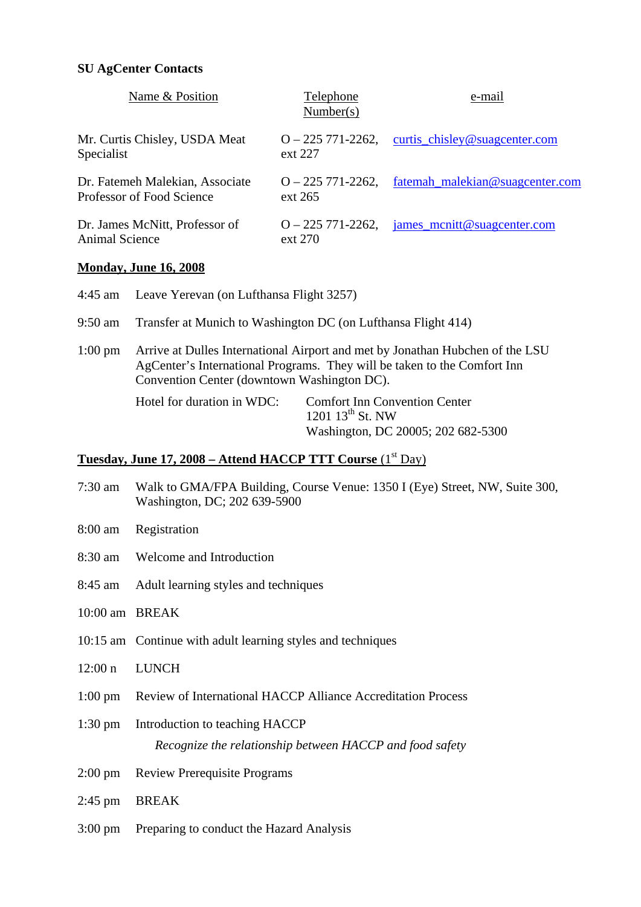**SU AgCenter Contacts**

| Name & Position | Telephone Number(s) | e-mail |
|---|---|---|
| Mr. Curtis Chisley, USDA Meat Specialist | O – 225 771-2262, ext 227 | curtis_chisley@suagcenter.com |
| Dr. Fatemeh Malekian, Associate Professor of Food Science | O – 225 771-2262, ext 265 | fatemah_malekian@suagcenter.com |
| Dr. James McNitt, Professor of Animal Science | O – 225 771-2262, ext 270 | james_mcnitt@suagcenter.com |

**Monday, June 16, 2008**

4:45 am Leave Yerevan (on Lufthansa Flight 3257)

9:50 am Transfer at Munich to Washington DC (on Lufthansa Flight 414)

1:00 pm Arrive at Dulles International Airport and met by Jonathan Hubchen of the LSU AgCenter's International Programs. They will be taken to the Comfort Inn Convention Center (downtown Washington DC).

Hotel for duration in WDC: Comfort Inn Convention Center
1201 13th St. NW
Washington, DC 20005; 202 682-5300

**Tuesday, June 17, 2008 – Attend HACCP TTT Course** (1st Day)

7:30 am Walk to GMA/FPA Building, Course Venue: 1350 I (Eye) Street, NW, Suite 300, Washington, DC; 202 639-5900

8:00 am Registration

8:30 am Welcome and Introduction

8:45 am Adult learning styles and techniques

10:00 am BREAK

10:15 am Continue with adult learning styles and techniques

12:00 n LUNCH

1:00 pm Review of International HACCP Alliance Accreditation Process

1:30 pm Introduction to teaching HACCP

*Recognize the relationship between HACCP and food safety*

2:00 pm Review Prerequisite Programs

2:45 pm BREAK

3:00 pm Preparing to conduct the Hazard Analysis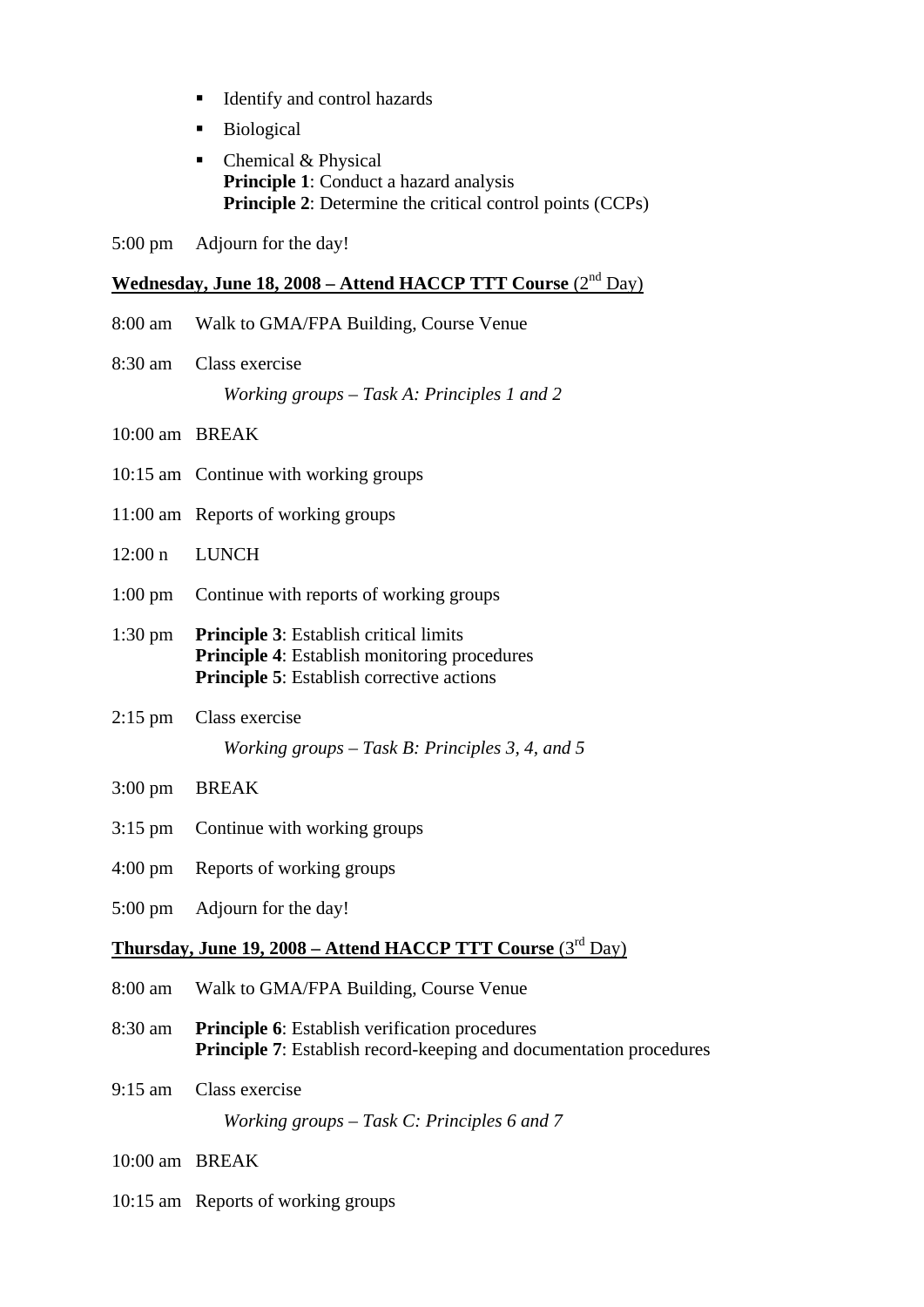- Identify and control hazards
- Biological
- Chemical & Physical
  **Principle 1**: Conduct a hazard analysis
  **Principle 2**: Determine the critical control points (CCPs)

5:00 pm Adjourn for the day!

**Wednesday, June 18, 2008 – Attend HACCP TTT Course** (2nd Day)

8:00 am Walk to GMA/FPA Building, Course Venue

8:30 am Class exercise

*Working groups – Task A: Principles 1 and 2*

10:00 am BREAK

10:15 am Continue with working groups

11:00 am Reports of working groups

12:00 n LUNCH

1:00 pm Continue with reports of working groups

1:30 pm **Principle 3**: Establish critical limits
**Principle 4**: Establish monitoring procedures
**Principle 5**: Establish corrective actions

2:15 pm Class exercise

*Working groups – Task B: Principles 3, 4, and 5*

3:00 pm BREAK

3:15 pm Continue with working groups

4:00 pm Reports of working groups

5:00 pm Adjourn for the day!

**Thursday, June 19, 2008 – Attend HACCP TTT Course** (3rd Day)

8:00 am Walk to GMA/FPA Building, Course Venue

8:30 am **Principle 6**: Establish verification procedures
**Principle 7**: Establish record-keeping and documentation procedures

9:15 am Class exercise

*Working groups – Task C: Principles 6 and 7*

10:00 am BREAK

10:15 am Reports of working groups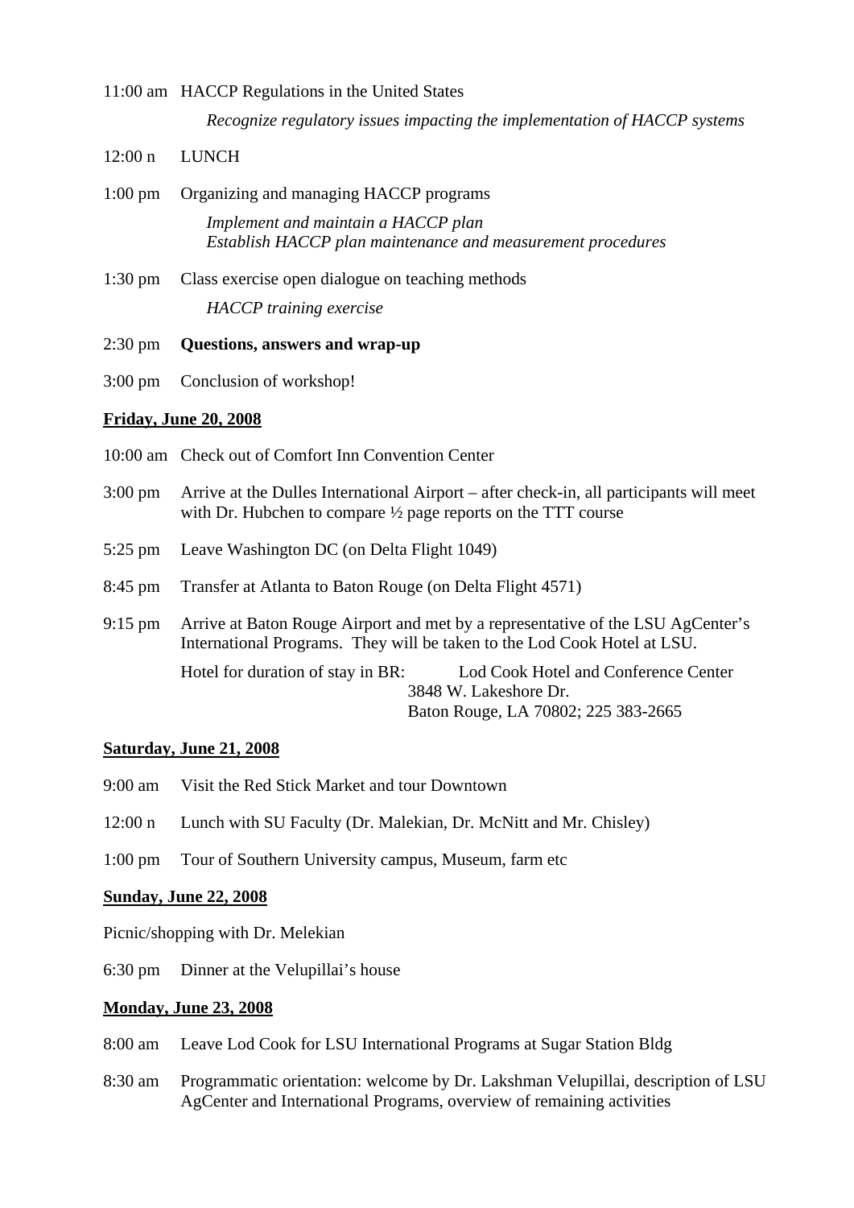11:00 am HACCP Regulations in the United States

*Recognize regulatory issues impacting the implementation of HACCP systems*

12:00 n LUNCH

1:00 pm Organizing and managing HACCP programs

*Implement and maintain a HACCP plan*
*Establish HACCP plan maintenance and measurement procedures*

1:30 pm Class exercise open dialogue on teaching methods

*HACCP training exercise*

2:30 pm **Questions, answers and wrap-up**

3:00 pm Conclusion of workshop!

**<u>Friday, June 20, 2008</u>**

10:00 am Check out of Comfort Inn Convention Center

3:00 pm Arrive at the Dulles International Airport – after check-in, all participants will meet with Dr. Hubchen to compare ½ page reports on the TTT course

5:25 pm Leave Washington DC (on Delta Flight 1049)

8:45 pm Transfer at Atlanta to Baton Rouge (on Delta Flight 4571)

9:15 pm Arrive at Baton Rouge Airport and met by a representative of the LSU AgCenter's International Programs. They will be taken to the Lod Cook Hotel at LSU.

Hotel for duration of stay in BR: Lod Cook Hotel and Conference Center
3848 W. Lakeshore Dr.
Baton Rouge, LA 70802; 225 383-2665

**<u>Saturday, June 21, 2008</u>**

9:00 am Visit the Red Stick Market and tour Downtown

12:00 n Lunch with SU Faculty (Dr. Malekian, Dr. McNitt and Mr. Chisley)

1:00 pm Tour of Southern University campus, Museum, farm etc

**<u>Sunday, June 22, 2008</u>**

Picnic/shopping with Dr. Melekian

6:30 pm Dinner at the Velupillai's house

**<u>Monday, June 23, 2008</u>**

8:00 am Leave Lod Cook for LSU International Programs at Sugar Station Bldg

8:30 am Programmatic orientation: welcome by Dr. Lakshman Velupillai, description of LSU AgCenter and International Programs, overview of remaining activities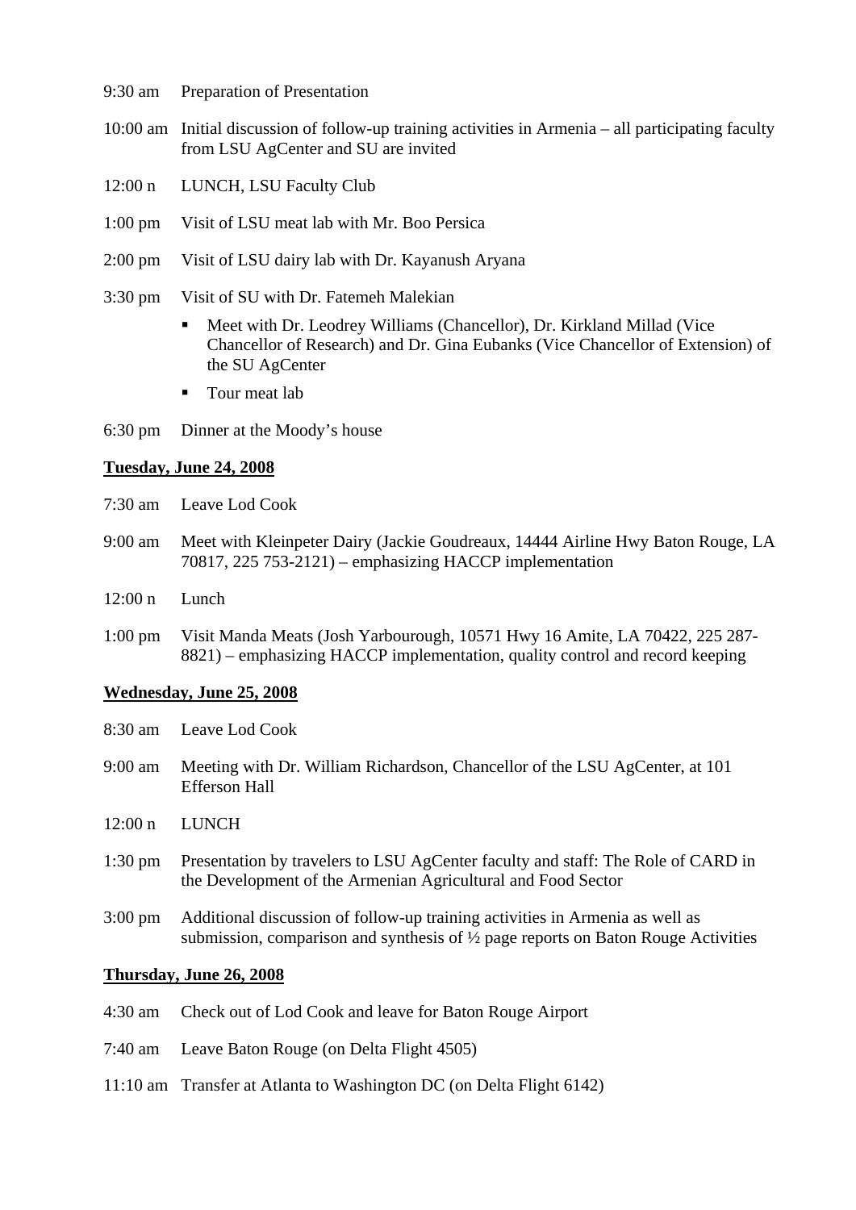9:30 am Preparation of Presentation

10:00 am Initial discussion of follow-up training activities in Armenia – all participating faculty from LSU AgCenter and SU are invited

12:00 n LUNCH, LSU Faculty Club

1:00 pm Visit of LSU meat lab with Mr. Boo Persica

2:00 pm Visit of LSU dairy lab with Dr. Kayanush Aryana

3:30 pm Visit of SU with Dr. Fatemeh Malekian

- Meet with Dr. Leodrey Williams (Chancellor), Dr. Kirkland Millad (Vice Chancellor of Research) and Dr. Gina Eubanks (Vice Chancellor of Extension) of the SU AgCenter
- Tour meat lab

6:30 pm Dinner at the Moody's house

**Tuesday, June 24, 2008**

7:30 am Leave Lod Cook

9:00 am Meet with Kleinpeter Dairy (Jackie Goudreaux, 14444 Airline Hwy Baton Rouge, LA 70817, 225 753-2121) – emphasizing HACCP implementation

12:00 n Lunch

1:00 pm Visit Manda Meats (Josh Yarbourough, 10571 Hwy 16 Amite, LA 70422, 225 287-8821) – emphasizing HACCP implementation, quality control and record keeping

**Wednesday, June 25, 2008**

8:30 am Leave Lod Cook

9:00 am Meeting with Dr. William Richardson, Chancellor of the LSU AgCenter, at 101 Efferson Hall

12:00 n LUNCH

1:30 pm Presentation by travelers to LSU AgCenter faculty and staff: The Role of CARD in the Development of the Armenian Agricultural and Food Sector

3:00 pm Additional discussion of follow-up training activities in Armenia as well as submission, comparison and synthesis of ½ page reports on Baton Rouge Activities

**Thursday, June 26, 2008**

4:30 am Check out of Lod Cook and leave for Baton Rouge Airport

7:40 am Leave Baton Rouge (on Delta Flight 4505)

11:10 am Transfer at Atlanta to Washington DC (on Delta Flight 6142)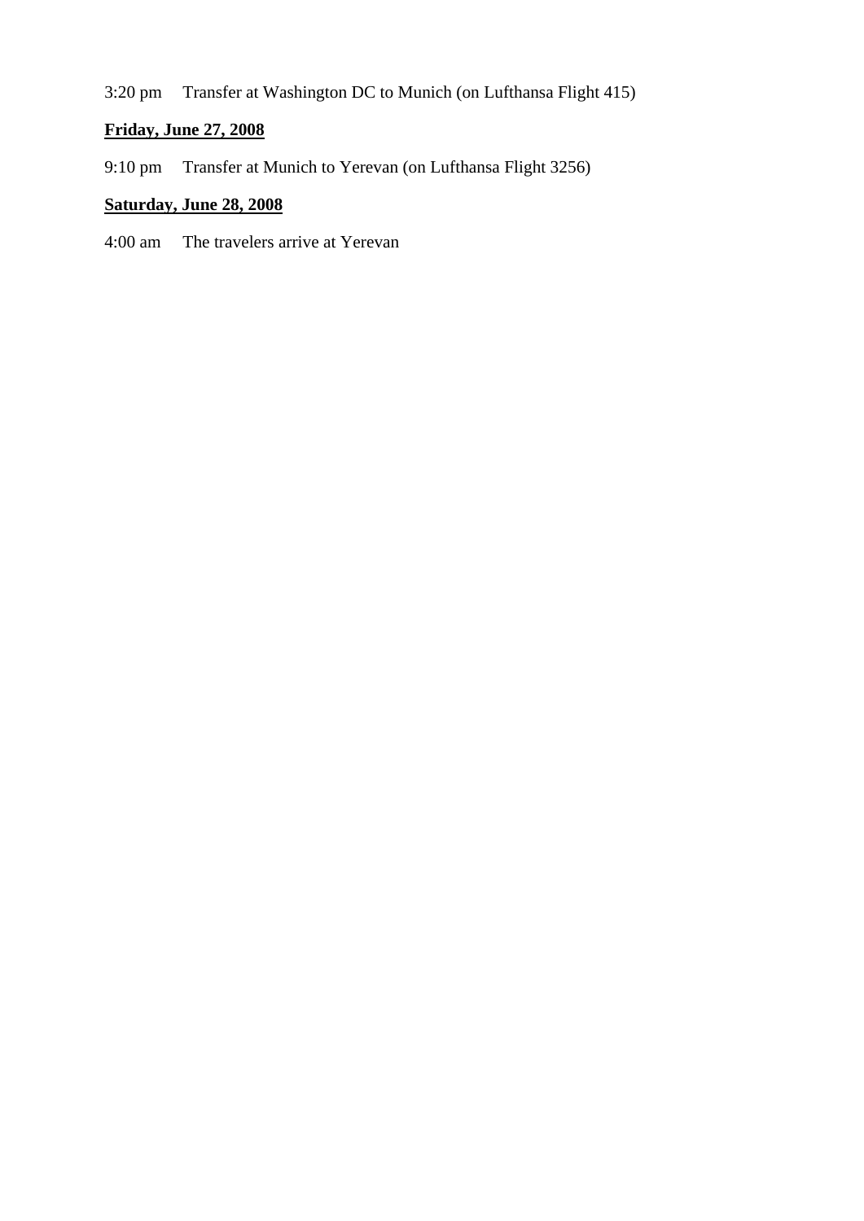3:20 pm Transfer at Washington DC to Munich (on Lufthansa Flight 415)

**Friday, June 27, 2008**

9:10 pm Transfer at Munich to Yerevan (on Lufthansa Flight 3256)

**Saturday, June 28, 2008**

4:00 am The travelers arrive at Yerevan